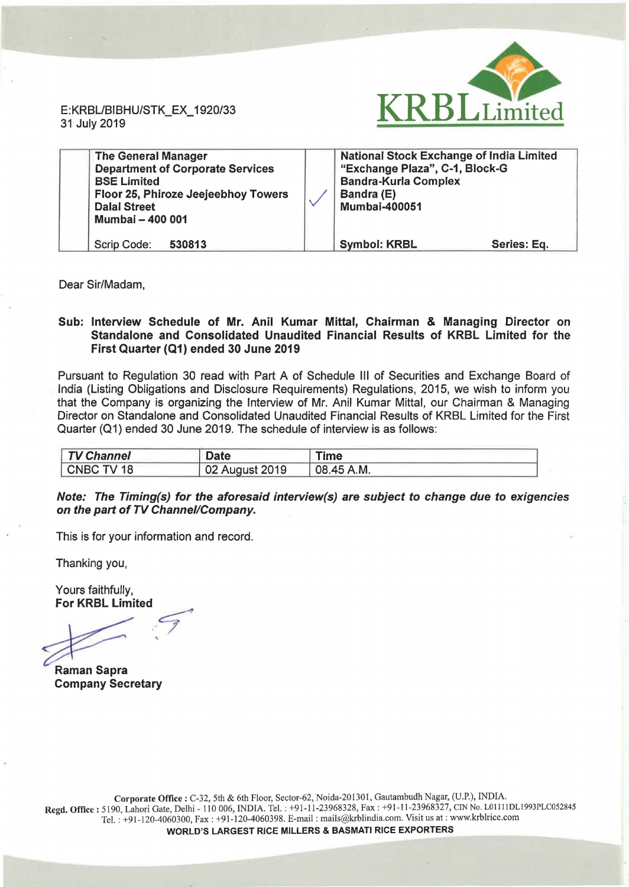E:KRBL/BIBHU/STK_EX_1920/33
31 July 2019

KRBL Limited

| | The General Manager<br>Department of Corporate Services<br>BSE Limited<br>Floor 25, Phiroze Jeejeebhoy Towers<br>Dalal Street<br>Mumbai – 400 001 | ✓ | National Stock Exchange of India Limited<br>"Exchange Plaza", C-1, Block-G<br>Bandra-Kurla Complex<br>Bandra (E)<br>Mumbai-400051 |
|---|---|---|---|
| | Scrip Code: **530813** | | **Symbol: KRBL** **Series: Eq.** |

Dear Sir/Madam,

**Sub: Interview Schedule of Mr. Anil Kumar Mittal, Chairman & Managing Director on Standalone and Consolidated Unaudited Financial Results of KRBL Limited for the First Quarter (Q1) ended 30 June 2019**

Pursuant to Regulation 30 read with Part A of Schedule III of Securities and Exchange Board of India (Listing Obligations and Disclosure Requirements) Regulations, 2015, we wish to inform you that the Company is organizing the Interview of Mr. Anil Kumar Mittal, our Chairman & Managing Director on Standalone and Consolidated Unaudited Financial Results of KRBL Limited for the First Quarter (Q1) ended 30 June 2019. The schedule of interview is as follows:

| ***TV Channel*** | **Date** | **Time** |
|---|---|---|
| CNBC TV 18 | 02 August 2019 | 08.45 A.M. |

***Note: The Timing(s) for the aforesaid interview(s) are subject to change due to exigencies on the part of TV Channel/Company.***

This is for your information and record.

Thanking you,

Yours faithfully,
**For KRBL Limited**

**Raman Sapra**
**Company Secretary**

**Corporate Office :** C-32, 5th & 6th Floor, Sector-62, Noida-201301, Gautambudh Nagar, (U.P.), INDIA.
**Regd. Office :** 5190, Lahori Gate, Delhi - 110 006, INDIA. Tel. : +91-11-23968328, Fax : +91-11-23968327, CIN No. L01111DL1993PLC052845
Tel. : +91-120-4060300, Fax : +91-120-4060398. E-mail : mails@krblindia.com. Visit us at : www.krblrice.com
**WORLD'S LARGEST RICE MILLERS & BASMATI RICE EXPORTERS**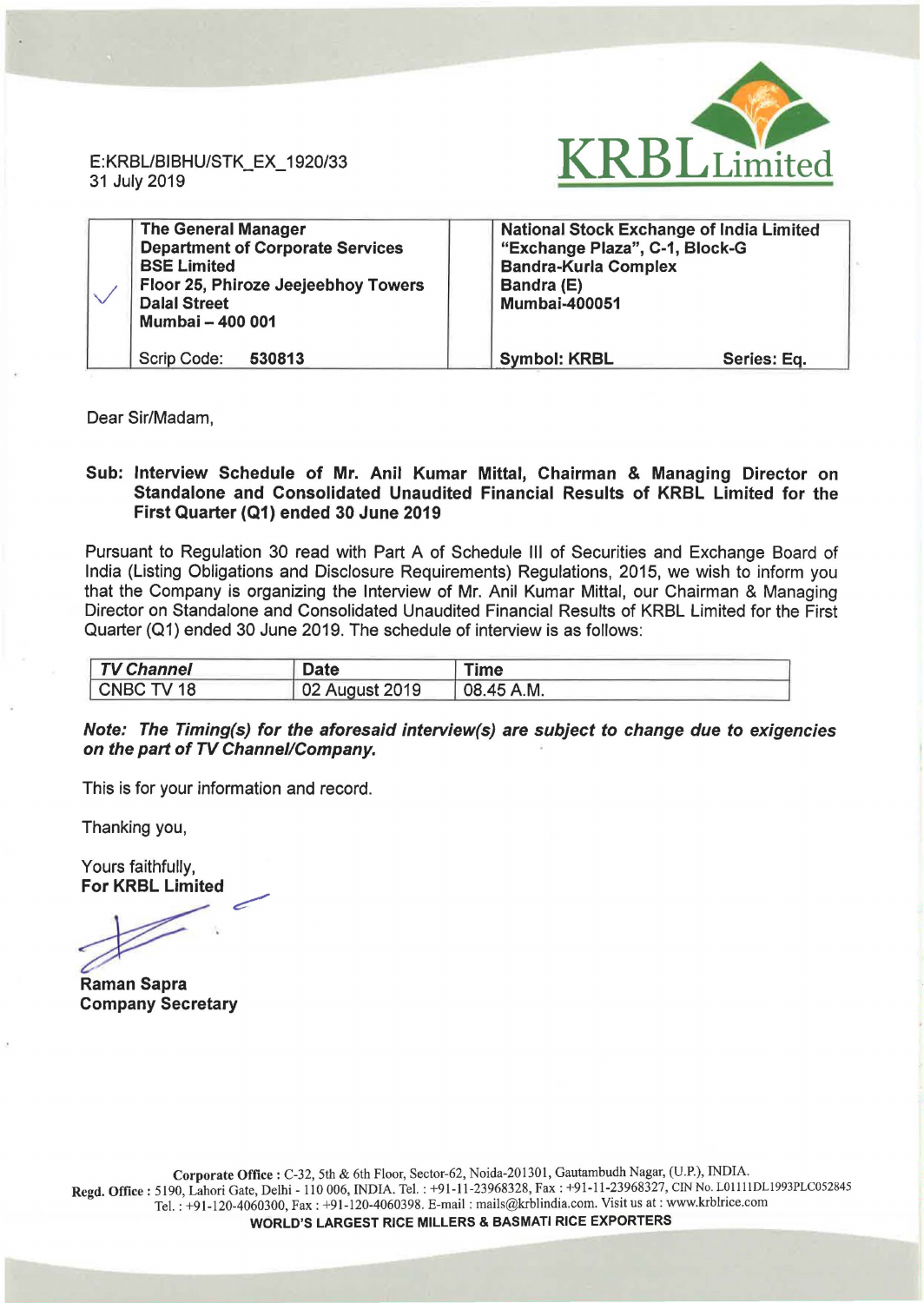E:KRBL/BIBHU/STK_EX_1920/33
31 July 2019

| | | | |
|---|---|---|---|
| ✓ | **The General Manager**<br>**Department of Corporate Services**<br>**BSE Limited**<br>**Floor 25, Phiroze Jeejeebhoy Towers**<br>**Dalal Street**<br>**Mumbai – 400 001** | | **National Stock Exchange of India Limited**<br>**"Exchange Plaza", C-1, Block-G**<br>**Bandra-Kurla Complex**<br>**Bandra (E)**<br>**Mumbai-400051** |
| | Scrip Code: **530813** | | **Symbol: KRBL** **Series: Eq.** |

Dear Sir/Madam,

**Sub: Interview Schedule of Mr. Anil Kumar Mittal, Chairman & Managing Director on Standalone and Consolidated Unaudited Financial Results of KRBL Limited for the First Quarter (Q1) ended 30 June 2019**

Pursuant to Regulation 30 read with Part A of Schedule III of Securities and Exchange Board of India (Listing Obligations and Disclosure Requirements) Regulations, 2015, we wish to inform you that the Company is organizing the Interview of Mr. Anil Kumar Mittal, our Chairman & Managing Director on Standalone and Consolidated Unaudited Financial Results of KRBL Limited for the First Quarter (Q1) ended 30 June 2019. The schedule of interview is as follows:

| ***TV Channel*** | **Date** | **Time** |
|---|---|---|
| CNBC TV 18 | 02 August 2019 | 08.45 A.M. |

***Note: The Timing(s) for the aforesaid interview(s) are subject to change due to exigencies on the part of TV Channel/Company.***

This is for your information and record.

Thanking you,

Yours faithfully,
**For KRBL Limited**

**Raman Sapra**
**Company Secretary**

**Corporate Office :** C-32, 5th & 6th Floor, Sector-62, Noida-201301, Gautambudh Nagar, (U.P.), INDIA.
**Regd. Office :** 5190, Lahori Gate, Delhi - 110 006, INDIA. Tel. : +91-11-23968328, Fax : +91-11-23968327, CIN No. L01111DL1993PLC052845
Tel. : +91-120-4060300, Fax : +91-120-4060398. E-mail : mails@krblindia.com. Visit us at : www.krblrice.com
**WORLD'S LARGEST RICE MILLERS & BASMATI RICE EXPORTERS**